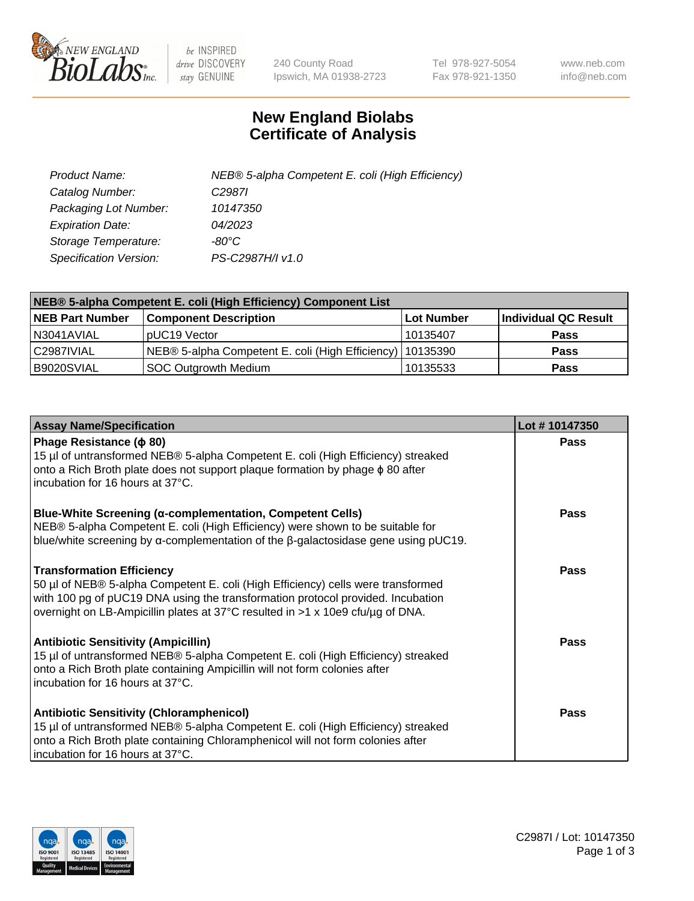# New England Biolabs Certificate of Analysis

| | |
|---|---|
| *Product Name:* | *NEB® 5-alpha Competent E. coli (High Efficiency)* |
| *Catalog Number:* | *C2987I* |
| *Packaging Lot Number:* | *10147350* |
| *Expiration Date:* | *04/2023* |
| *Storage Temperature:* | *-80°C* |
| *Specification Version:* | *PS-C2987H/I v1.0* |

| NEB® 5-alpha Competent E. coli (High Efficiency) Component List | | | |
|---|---|---|---|
| **NEB Part Number** | **Component Description** | **Lot Number** | **Individual QC Result** |
| N3041AVIAL | pUC19 Vector | 10135407 | **Pass** |
| C2987IVIAL | NEB® 5-alpha Competent E. coli (High Efficiency) | 10135390 | **Pass** |
| B9020SVIAL | SOC Outgrowth Medium | 10135533 | **Pass** |

| Assay Name/Specification | Lot # 10147350 |
|---|---|
| **Phage Resistance (ϕ 80)** 15 µl of untransformed NEB® 5-alpha Competent E. coli (High Efficiency) streaked onto a Rich Broth plate does not support plaque formation by phage ϕ 80 after incubation for 16 hours at 37°C. | **Pass** |
| **Blue-White Screening (α-complementation, Competent Cells)** NEB® 5-alpha Competent E. coli (High Efficiency) were shown to be suitable for blue/white screening by α-complementation of the β-galactosidase gene using pUC19. | **Pass** |
| **Transformation Efficiency** 50 µl of NEB® 5-alpha Competent E. coli (High Efficiency) cells were transformed with 100 pg of pUC19 DNA using the transformation protocol provided. Incubation overnight on LB-Ampicillin plates at 37°C resulted in >1 x 10e9 cfu/µg of DNA. | **Pass** |
| **Antibiotic Sensitivity (Ampicillin)** 15 µl of untransformed NEB® 5-alpha Competent E. coli (High Efficiency) streaked onto a Rich Broth plate containing Ampicillin will not form colonies after incubation for 16 hours at 37°C. | **Pass** |
| **Antibiotic Sensitivity (Chloramphenicol)** 15 µl of untransformed NEB® 5-alpha Competent E. coli (High Efficiency) streaked onto a Rich Broth plate containing Chloramphenicol will not form colonies after incubation for 16 hours at 37°C. | **Pass** |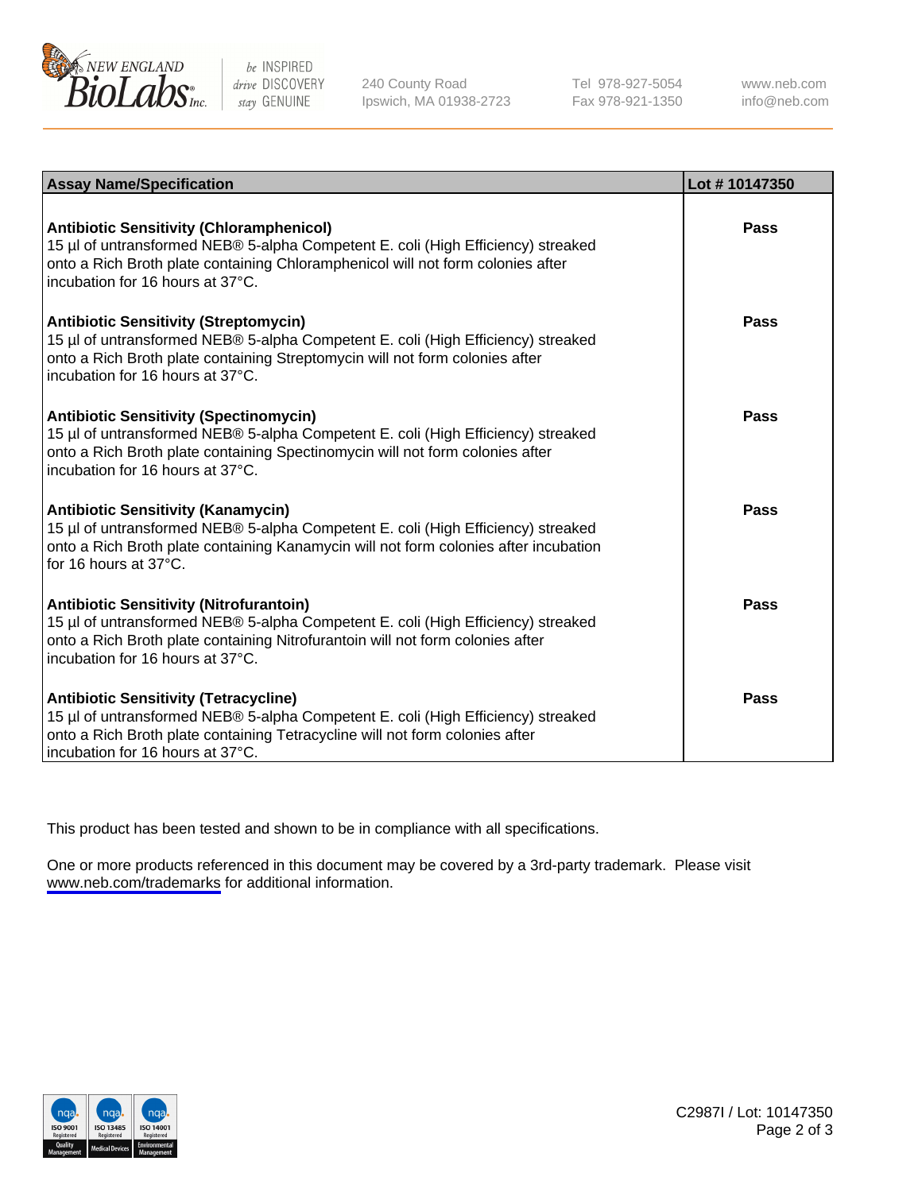| Assay Name/Specification | Lot # 10147350 |
|---|---|
| **Antibiotic Sensitivity (Chloramphenicol)**<br>15 µl of untransformed NEB® 5-alpha Competent E. coli (High Efficiency) streaked onto a Rich Broth plate containing Chloramphenicol will not form colonies after incubation for 16 hours at 37°C. | **Pass** |
| **Antibiotic Sensitivity (Streptomycin)**<br>15 µl of untransformed NEB® 5-alpha Competent E. coli (High Efficiency) streaked onto a Rich Broth plate containing Streptomycin will not form colonies after incubation for 16 hours at 37°C. | **Pass** |
| **Antibiotic Sensitivity (Spectinomycin)**<br>15 µl of untransformed NEB® 5-alpha Competent E. coli (High Efficiency) streaked onto a Rich Broth plate containing Spectinomycin will not form colonies after incubation for 16 hours at 37°C. | **Pass** |
| **Antibiotic Sensitivity (Kanamycin)**<br>15 µl of untransformed NEB® 5-alpha Competent E. coli (High Efficiency) streaked onto a Rich Broth plate containing Kanamycin will not form colonies after incubation for 16 hours at 37°C. | **Pass** |
| **Antibiotic Sensitivity (Nitrofurantoin)**<br>15 µl of untransformed NEB® 5-alpha Competent E. coli (High Efficiency) streaked onto a Rich Broth plate containing Nitrofurantoin will not form colonies after incubation for 16 hours at 37°C. | **Pass** |
| **Antibiotic Sensitivity (Tetracycline)**<br>15 µl of untransformed NEB® 5-alpha Competent E. coli (High Efficiency) streaked onto a Rich Broth plate containing Tetracycline will not form colonies after incubation for 16 hours at 37°C. | **Pass** |

This product has been tested and shown to be in compliance with all specifications.

One or more products referenced in this document may be covered by a 3rd-party trademark. Please visit www.neb.com/trademarks for additional information.

C2987I / Lot: 10147350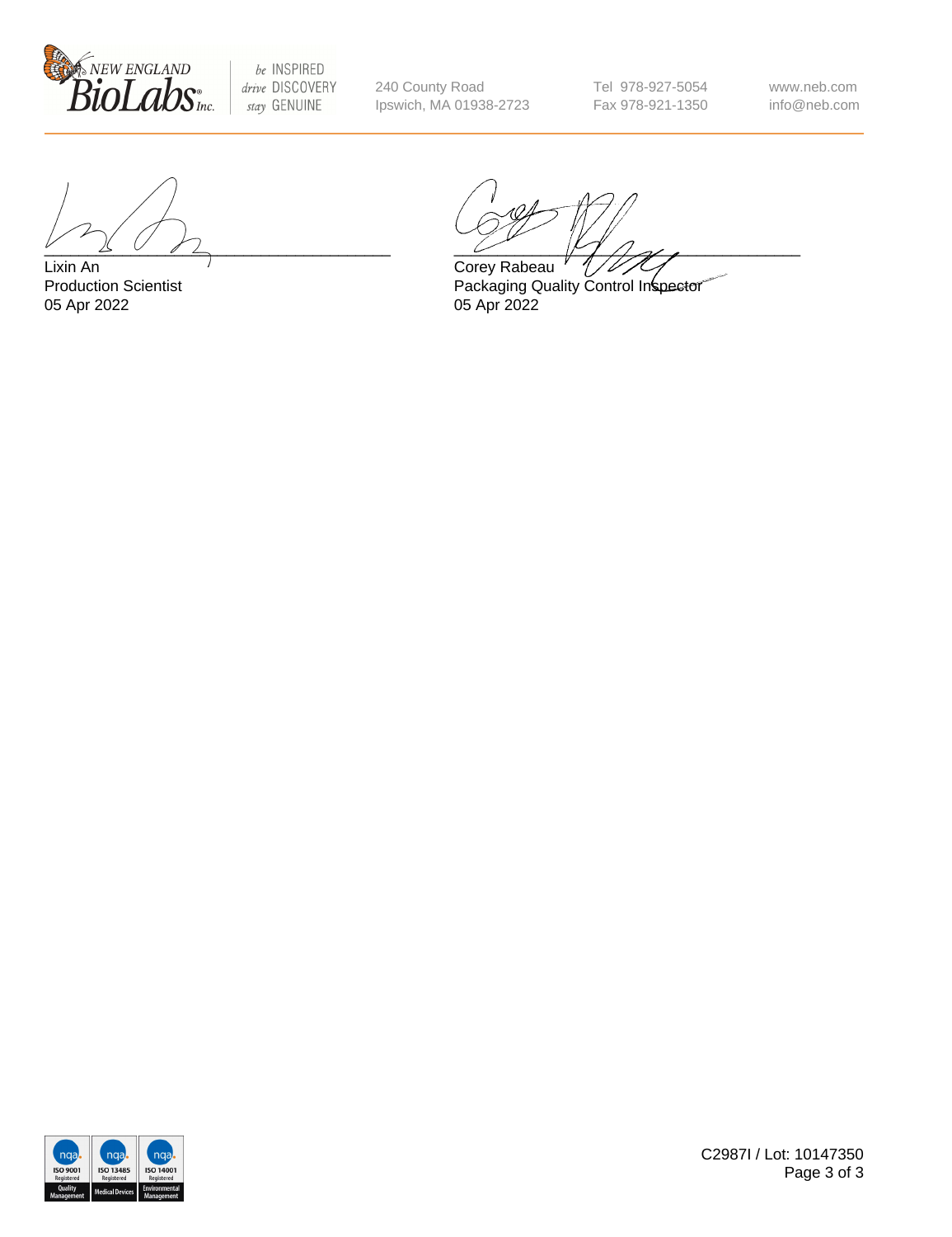NEW ENGLAND BioLabs Inc.

be INSPIRED
drive DISCOVERY
stay GENUINE

240 County Road
Ipswich, MA 01938-2723

Tel 978-927-5054
Fax 978-921-1350

www.neb.com
info@neb.com

Lixin An
Production Scientist
05 Apr 2022

Corey Rabeau
Packaging Quality Control Inspector
05 Apr 2022

nqa ISO 9001 Registered Quality Management | nqa ISO 13485 Registered Medical Devices | nqa ISO 14001 Registered Environmental Management

C2987I / Lot: 10147350